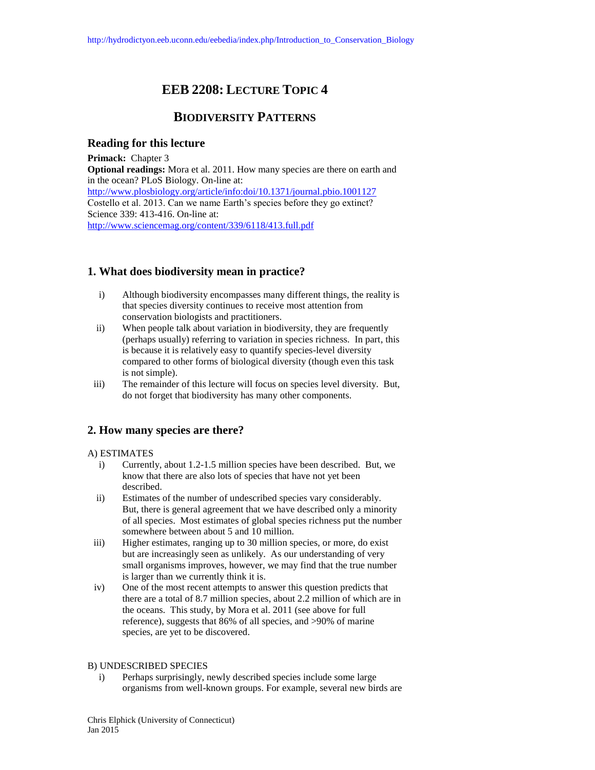http://hydrodictyon.eeb.uconn.edu/eebedia/index.php/Introduction_to_Conservation_Biology

# EEB 2208: LECTURE TOPIC 4

# BIODIVERSITY PATTERNS

## Reading for this lecture

**Primack:** Chapter 3

**Optional readings:** Mora et al. 2011. How many species are there on earth and in the ocean? PLoS Biology. On-line at: http://www.plosbiology.org/article/info:doi/10.1371/journal.pbio.1001127

Costello et al. 2013. Can we name Earth's species before they go extinct? Science 339: 413-416. On-line at: http://www.sciencemag.org/content/339/6118/413.full.pdf

## 1. What does biodiversity mean in practice?

i) Although biodiversity encompasses many different things, the reality is that species diversity continues to receive most attention from conservation biologists and practitioners.

ii) When people talk about variation in biodiversity, they are frequently (perhaps usually) referring to variation in species richness. In part, this is because it is relatively easy to quantify species-level diversity compared to other forms of biological diversity (though even this task is not simple).

iii) The remainder of this lecture will focus on species level diversity. But, do not forget that biodiversity has many other components.

## 2. How many species are there?

A) ESTIMATES

i) Currently, about 1.2-1.5 million species have been described. But, we know that there are also lots of species that have not yet been described.

ii) Estimates of the number of undescribed species vary considerably. But, there is general agreement that we have described only a minority of all species. Most estimates of global species richness put the number somewhere between about 5 and 10 million.

iii) Higher estimates, ranging up to 30 million species, or more, do exist but are increasingly seen as unlikely. As our understanding of very small organisms improves, however, we may find that the true number is larger than we currently think it is.

iv) One of the most recent attempts to answer this question predicts that there are a total of 8.7 million species, about 2.2 million of which are in the oceans. This study, by Mora et al. 2011 (see above for full reference), suggests that 86% of all species, and >90% of marine species, are yet to be discovered.

B) UNDESCRIBED SPECIES

i) Perhaps surprisingly, newly described species include some large organisms from well-known groups. For example, several new birds are

Chris Elphick (University of Connecticut)
Jan 2015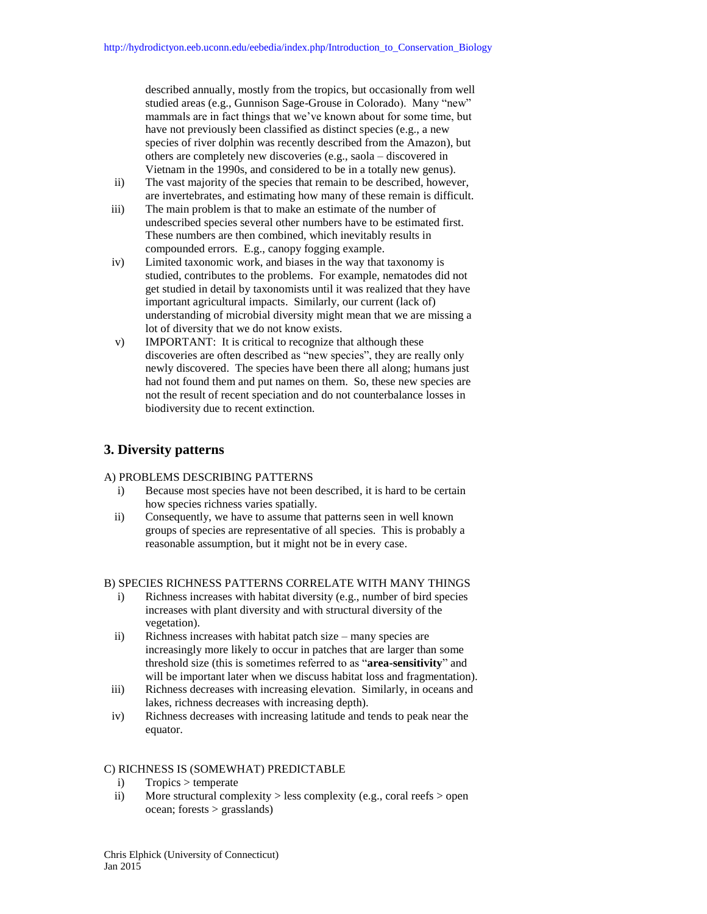described annually, mostly from the tropics, but occasionally from well studied areas (e.g., Gunnison Sage-Grouse in Colorado). Many "new" mammals are in fact things that we've known about for some time, but have not previously been classified as distinct species (e.g., a new species of river dolphin was recently described from the Amazon), but others are completely new discoveries (e.g., saola – discovered in Vietnam in the 1990s, and considered to be in a totally new genus).

ii) The vast majority of the species that remain to be described, however, are invertebrates, and estimating how many of these remain is difficult.

iii) The main problem is that to make an estimate of the number of undescribed species several other numbers have to be estimated first. These numbers are then combined, which inevitably results in compounded errors. E.g., canopy fogging example.

iv) Limited taxonomic work, and biases in the way that taxonomy is studied, contributes to the problems. For example, nematodes did not get studied in detail by taxonomists until it was realized that they have important agricultural impacts. Similarly, our current (lack of) understanding of microbial diversity might mean that we are missing a lot of diversity that we do not know exists.

v) IMPORTANT: It is critical to recognize that although these discoveries are often described as "new species", they are really only newly discovered. The species have been there all along; humans just had not found them and put names on them. So, these new species are not the result of recent speciation and do not counterbalance losses in biodiversity due to recent extinction.

## 3. Diversity patterns

A) PROBLEMS DESCRIBING PATTERNS

i) Because most species have not been described, it is hard to be certain how species richness varies spatially.

ii) Consequently, we have to assume that patterns seen in well known groups of species are representative of all species. This is probably a reasonable assumption, but it might not be in every case.

B) SPECIES RICHNESS PATTERNS CORRELATE WITH MANY THINGS

i) Richness increases with habitat diversity (e.g., number of bird species increases with plant diversity and with structural diversity of the vegetation).

ii) Richness increases with habitat patch size – many species are increasingly more likely to occur in patches that are larger than some threshold size (this is sometimes referred to as "**area-sensitivity**" and will be important later when we discuss habitat loss and fragmentation).

iii) Richness decreases with increasing elevation. Similarly, in oceans and lakes, richness decreases with increasing depth).

iv) Richness decreases with increasing latitude and tends to peak near the equator.

C) RICHNESS IS (SOMEWHAT) PREDICTABLE

i) Tropics > temperate

ii) More structural complexity > less complexity (e.g., coral reefs > open ocean; forests > grasslands)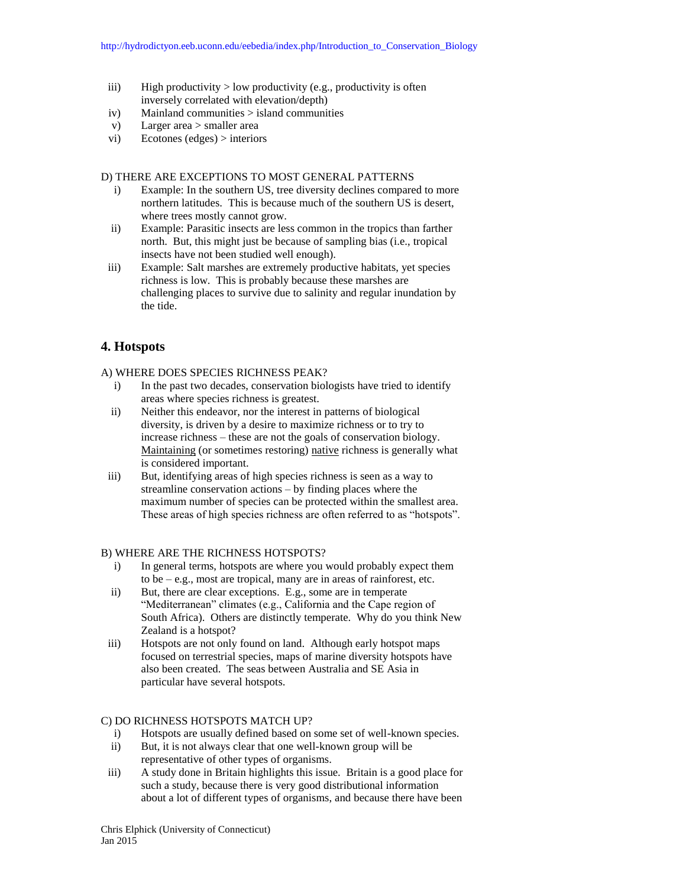iii) High productivity > low productivity (e.g., productivity is often inversely correlated with elevation/depth)
iv) Mainland communities > island communities
v) Larger area > smaller area
vi) Ecotones (edges) > interiors

D) THERE ARE EXCEPTIONS TO MOST GENERAL PATTERNS

i) Example: In the southern US, tree diversity declines compared to more northern latitudes. This is because much of the southern US is desert, where trees mostly cannot grow.
ii) Example: Parasitic insects are less common in the tropics than farther north. But, this might just be because of sampling bias (i.e., tropical insects have not been studied well enough).
iii) Example: Salt marshes are extremely productive habitats, yet species richness is low. This is probably because these marshes are challenging places to survive due to salinity and regular inundation by the tide.

## 4. Hotspots

A) WHERE DOES SPECIES RICHNESS PEAK?

i) In the past two decades, conservation biologists have tried to identify areas where species richness is greatest.
ii) Neither this endeavor, nor the interest in patterns of biological diversity, is driven by a desire to maximize richness or to try to increase richness – these are not the goals of conservation biology. Maintaining (or sometimes restoring) native richness is generally what is considered important.
iii) But, identifying areas of high species richness is seen as a way to streamline conservation actions – by finding places where the maximum number of species can be protected within the smallest area. These areas of high species richness are often referred to as "hotspots".

B) WHERE ARE THE RICHNESS HOTSPOTS?

i) In general terms, hotspots are where you would probably expect them to be – e.g., most are tropical, many are in areas of rainforest, etc.
ii) But, there are clear exceptions. E.g., some are in temperate "Mediterranean" climates (e.g., California and the Cape region of South Africa). Others are distinctly temperate. Why do you think New Zealand is a hotspot?
iii) Hotspots are not only found on land. Although early hotspot maps focused on terrestrial species, maps of marine diversity hotspots have also been created. The seas between Australia and SE Asia in particular have several hotspots.

C) DO RICHNESS HOTSPOTS MATCH UP?

i) Hotspots are usually defined based on some set of well-known species.
ii) But, it is not always clear that one well-known group will be representative of other types of organisms.
iii) A study done in Britain highlights this issue. Britain is a good place for such a study, because there is very good distributional information about a lot of different types of organisms, and because there have been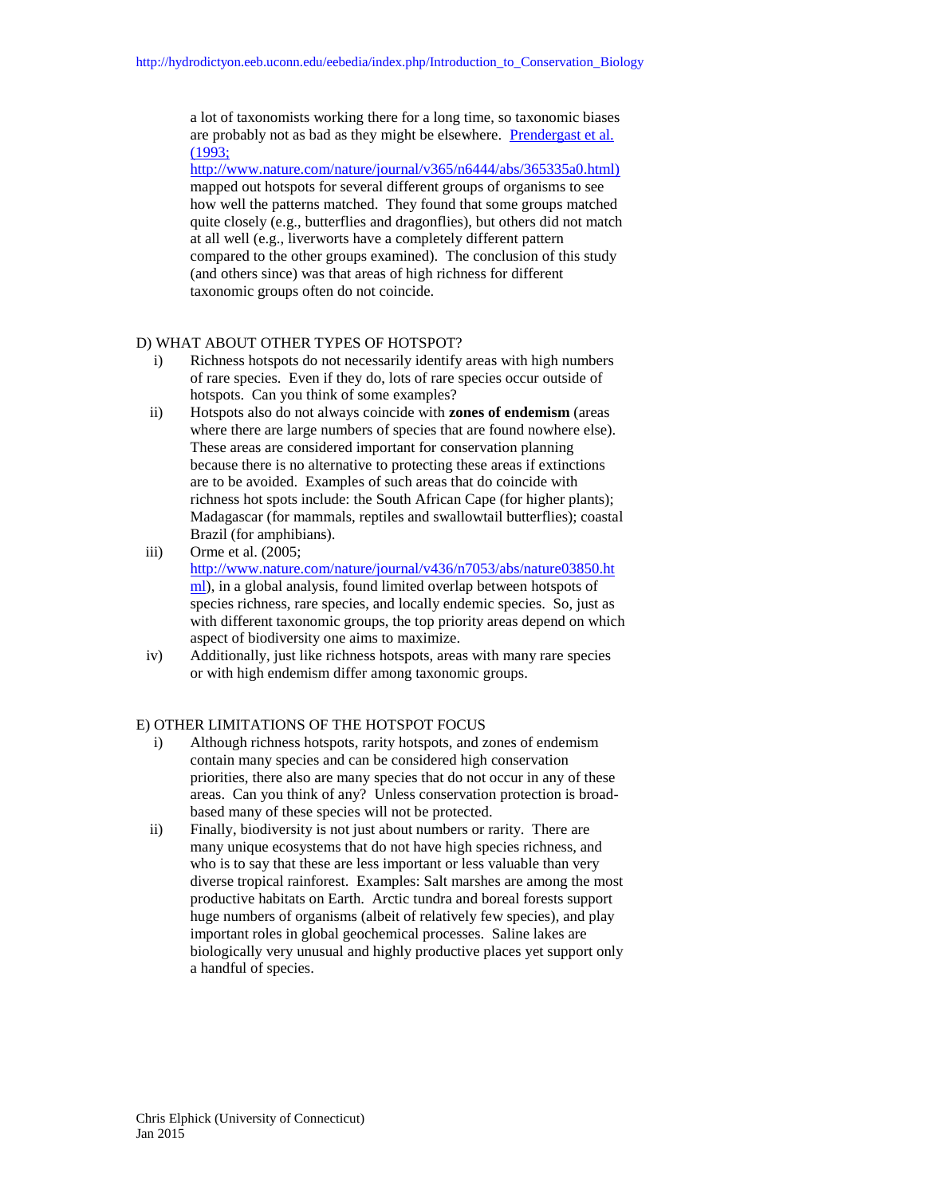a lot of taxonomists working there for a long time, so taxonomic biases are probably not as bad as they might be elsewhere. [Prendergast et al. (1993; http://www.nature.com/nature/journal/v365/n6444/abs/365335a0.html)](http://www.nature.com/nature/journal/v365/n6444/abs/365335a0.html) mapped out hotspots for several different groups of organisms to see how well the patterns matched. They found that some groups matched quite closely (e.g., butterflies and dragonflies), but others did not match at all well (e.g., liverworts have a completely different pattern compared to the other groups examined). The conclusion of this study (and others since) was that areas of high richness for different taxonomic groups often do not coincide.

D) WHAT ABOUT OTHER TYPES OF HOTSPOT?

i) Richness hotspots do not necessarily identify areas with high numbers of rare species. Even if they do, lots of rare species occur outside of hotspots. Can you think of some examples?

ii) Hotspots also do not always coincide with **zones of endemism** (areas where there are large numbers of species that are found nowhere else). These areas are considered important for conservation planning because there is no alternative to protecting these areas if extinctions are to be avoided. Examples of such areas that do coincide with richness hot spots include: the South African Cape (for higher plants); Madagascar (for mammals, reptiles and swallowtail butterflies); coastal Brazil (for amphibians).

iii) Orme et al. (2005; [http://www.nature.com/nature/journal/v436/n7053/abs/nature03850.html](http://www.nature.com/nature/journal/v436/n7053/abs/nature03850.html)), in a global analysis, found limited overlap between hotspots of species richness, rare species, and locally endemic species. So, just as with different taxonomic groups, the top priority areas depend on which aspect of biodiversity one aims to maximize.

iv) Additionally, just like richness hotspots, areas with many rare species or with high endemism differ among taxonomic groups.

E) OTHER LIMITATIONS OF THE HOTSPOT FOCUS

i) Although richness hotspots, rarity hotspots, and zones of endemism contain many species and can be considered high conservation priorities, there also are many species that do not occur in any of these areas. Can you think of any? Unless conservation protection is broad-based many of these species will not be protected.

ii) Finally, biodiversity is not just about numbers or rarity. There are many unique ecosystems that do not have high species richness, and who is to say that these are less important or less valuable than very diverse tropical rainforest. Examples: Salt marshes are among the most productive habitats on Earth. Arctic tundra and boreal forests support huge numbers of organisms (albeit of relatively few species), and play important roles in global geochemical processes. Saline lakes are biologically very unusual and highly productive places yet support only a handful of species.